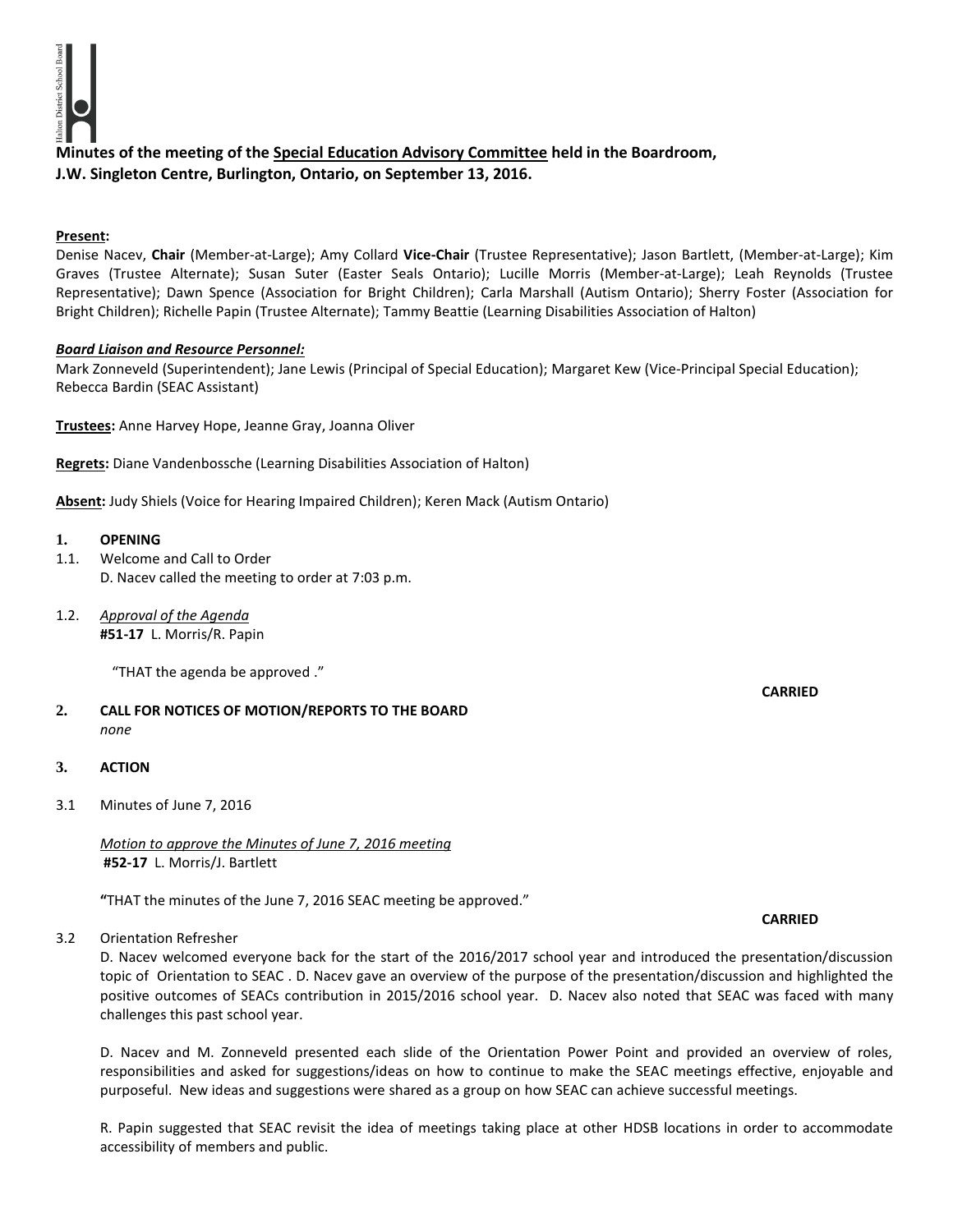**Minutes of the meeting of the Special Education Advisory Committee held in the Boardroom, J.W. Singleton Centre, Burlington, Ontario, on September 13, 2016.**

**Present:**
Denise Nacev, **Chair** (Member-at-Large); Amy Collard **Vice-Chair** (Trustee Representative); Jason Bartlett, (Member-at-Large); Kim Graves (Trustee Alternate); Susan Suter (Easter Seals Ontario); Lucille Morris (Member-at-Large); Leah Reynolds (Trustee Representative); Dawn Spence (Association for Bright Children); Carla Marshall (Autism Ontario); Sherry Foster (Association for Bright Children); Richelle Papin (Trustee Alternate); Tammy Beattie (Learning Disabilities Association of Halton)

***Board Liaison and Resource Personnel:***
Mark Zonneveld (Superintendent); Jane Lewis (Principal of Special Education); Margaret Kew (Vice-Principal Special Education); Rebecca Bardin (SEAC Assistant)

**Trustees:** Anne Harvey Hope, Jeanne Gray, Joanna Oliver

**Regrets:** Diane Vandenbossche (Learning Disabilities Association of Halton)

**Absent:** Judy Shiels (Voice for Hearing Impaired Children); Keren Mack (Autism Ontario)

**1. OPENING**

1.1. Welcome and Call to Order
D. Nacev called the meeting to order at 7:03 p.m.

1.2. *Approval of the Agenda*
**#51-17** L. Morris/R. Papin

"THAT the agenda be approved ."

**CARRIED**

**2. CALL FOR NOTICES OF MOTION/REPORTS TO THE BOARD**
*none*

**3. ACTION**

3.1 Minutes of June 7, 2016

*Motion to approve the Minutes of June 7, 2016 meeting*
**#52-17** L. Morris/J. Bartlett

"THAT the minutes of the June 7, 2016 SEAC meeting be approved."

**CARRIED**

3.2 Orientation Refresher
D. Nacev welcomed everyone back for the start of the 2016/2017 school year and introduced the presentation/discussion topic of Orientation to SEAC . D. Nacev gave an overview of the purpose of the presentation/discussion and highlighted the positive outcomes of SEACs contribution in 2015/2016 school year. D. Nacev also noted that SEAC was faced with many challenges this past school year.

D. Nacev and M. Zonneveld presented each slide of the Orientation Power Point and provided an overview of roles, responsibilities and asked for suggestions/ideas on how to continue to make the SEAC meetings effective, enjoyable and purposeful. New ideas and suggestions were shared as a group on how SEAC can achieve successful meetings.

R. Papin suggested that SEAC revisit the idea of meetings taking place at other HDSB locations in order to accommodate accessibility of members and public.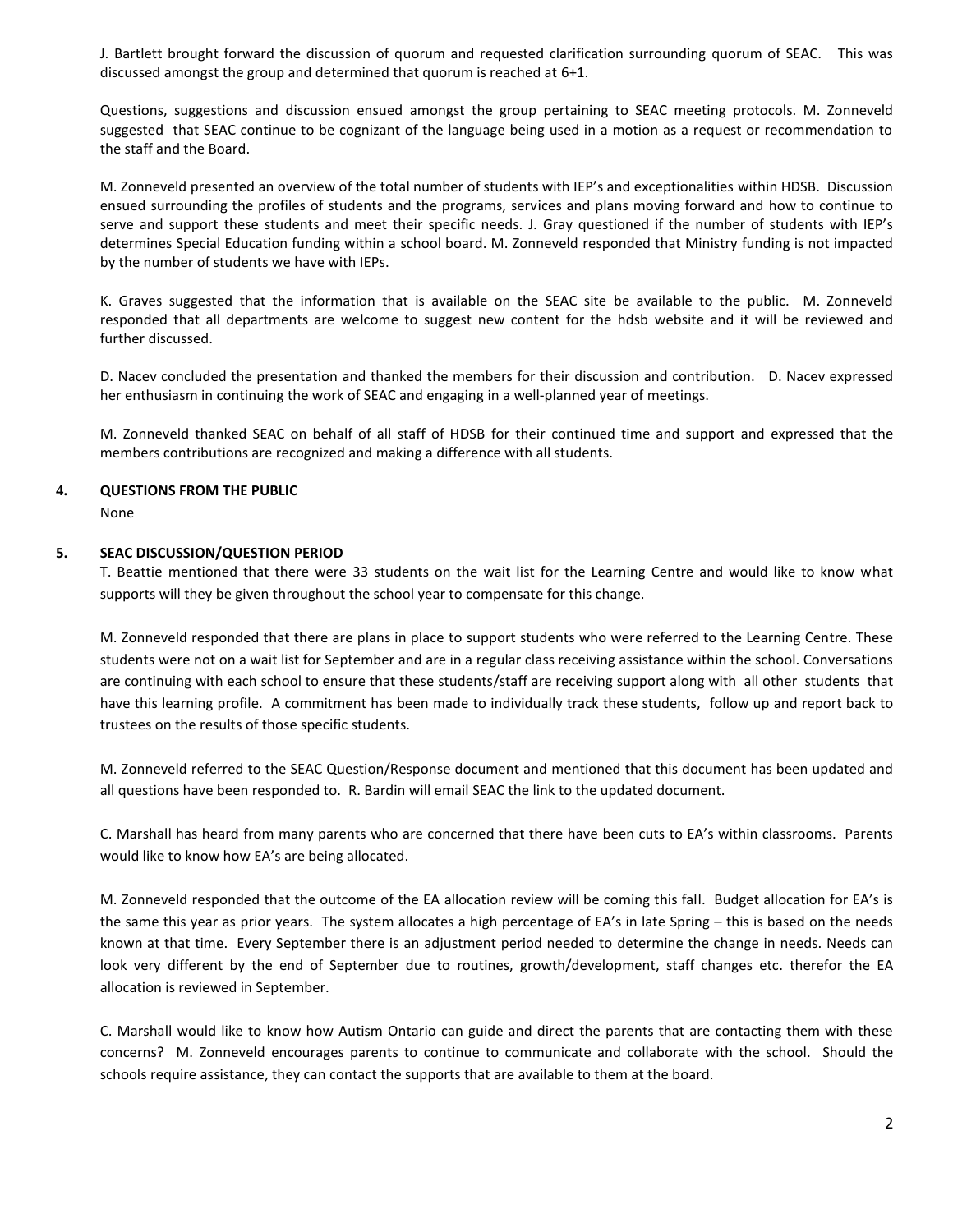J. Bartlett brought forward the discussion of quorum and requested clarification surrounding quorum of SEAC. This was discussed amongst the group and determined that quorum is reached at 6+1.

Questions, suggestions and discussion ensued amongst the group pertaining to SEAC meeting protocols. M. Zonneveld suggested that SEAC continue to be cognizant of the language being used in a motion as a request or recommendation to the staff and the Board.

M. Zonneveld presented an overview of the total number of students with IEP's and exceptionalities within HDSB. Discussion ensued surrounding the profiles of students and the programs, services and plans moving forward and how to continue to serve and support these students and meet their specific needs. J. Gray questioned if the number of students with IEP's determines Special Education funding within a school board. M. Zonneveld responded that Ministry funding is not impacted by the number of students we have with IEPs.

K. Graves suggested that the information that is available on the SEAC site be available to the public. M. Zonneveld responded that all departments are welcome to suggest new content for the hdsb website and it will be reviewed and further discussed.

D. Nacev concluded the presentation and thanked the members for their discussion and contribution. D. Nacev expressed her enthusiasm in continuing the work of SEAC and engaging in a well-planned year of meetings.

M. Zonneveld thanked SEAC on behalf of all staff of HDSB for their continued time and support and expressed that the members contributions are recognized and making a difference with all students.

## 4. QUESTIONS FROM THE PUBLIC

None

## 5. SEAC DISCUSSION/QUESTION PERIOD

T. Beattie mentioned that there were 33 students on the wait list for the Learning Centre and would like to know what supports will they be given throughout the school year to compensate for this change.

M. Zonneveld responded that there are plans in place to support students who were referred to the Learning Centre. These students were not on a wait list for September and are in a regular class receiving assistance within the school. Conversations are continuing with each school to ensure that these students/staff are receiving support along with all other students that have this learning profile. A commitment has been made to individually track these students, follow up and report back to trustees on the results of those specific students.

M. Zonneveld referred to the SEAC Question/Response document and mentioned that this document has been updated and all questions have been responded to. R. Bardin will email SEAC the link to the updated document.

C. Marshall has heard from many parents who are concerned that there have been cuts to EA's within classrooms. Parents would like to know how EA's are being allocated.

M. Zonneveld responded that the outcome of the EA allocation review will be coming this fall. Budget allocation for EA's is the same this year as prior years. The system allocates a high percentage of EA's in late Spring – this is based on the needs known at that time. Every September there is an adjustment period needed to determine the change in needs. Needs can look very different by the end of September due to routines, growth/development, staff changes etc. therefor the EA allocation is reviewed in September.

C. Marshall would like to know how Autism Ontario can guide and direct the parents that are contacting them with these concerns? M. Zonneveld encourages parents to continue to communicate and collaborate with the school. Should the schools require assistance, they can contact the supports that are available to them at the board.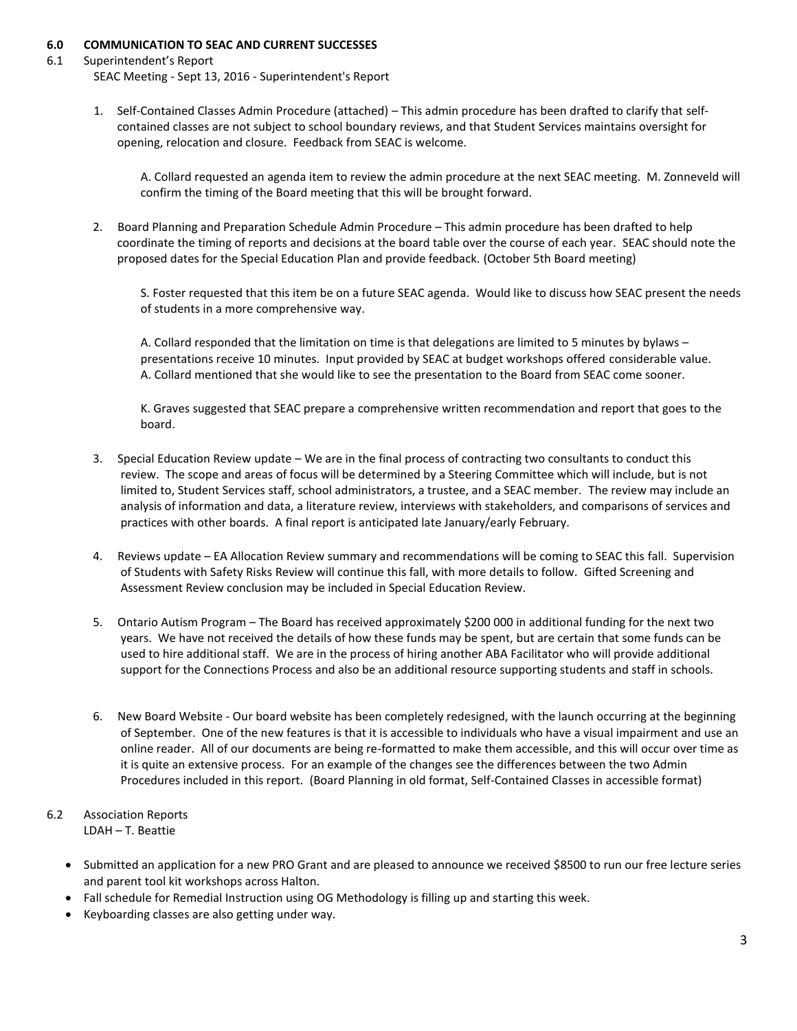**6.0 COMMUNICATION TO SEAC AND CURRENT SUCCESSES**

6.1 Superintendent's Report

SEAC Meeting - Sept 13, 2016 - Superintendent's Report

1. Self-Contained Classes Admin Procedure (attached) – This admin procedure has been drafted to clarify that self-contained classes are not subject to school boundary reviews, and that Student Services maintains oversight for opening, relocation and closure. Feedback from SEAC is welcome.

   A. Collard requested an agenda item to review the admin procedure at the next SEAC meeting. M. Zonneveld will confirm the timing of the Board meeting that this will be brought forward.

2. Board Planning and Preparation Schedule Admin Procedure – This admin procedure has been drafted to help coordinate the timing of reports and decisions at the board table over the course of each year. SEAC should note the proposed dates for the Special Education Plan and provide feedback. (October 5th Board meeting)

   S. Foster requested that this item be on a future SEAC agenda. Would like to discuss how SEAC present the needs of students in a more comprehensive way.

   A. Collard responded that the limitation on time is that delegations are limited to 5 minutes by bylaws – presentations receive 10 minutes. Input provided by SEAC at budget workshops offered considerable value. A. Collard mentioned that she would like to see the presentation to the Board from SEAC come sooner.

   K. Graves suggested that SEAC prepare a comprehensive written recommendation and report that goes to the board.

3. Special Education Review update – We are in the final process of contracting two consultants to conduct this review. The scope and areas of focus will be determined by a Steering Committee which will include, but is not limited to, Student Services staff, school administrators, a trustee, and a SEAC member. The review may include an analysis of information and data, a literature review, interviews with stakeholders, and comparisons of services and practices with other boards. A final report is anticipated late January/early February.

4. Reviews update – EA Allocation Review summary and recommendations will be coming to SEAC this fall. Supervision of Students with Safety Risks Review will continue this fall, with more details to follow. Gifted Screening and Assessment Review conclusion may be included in Special Education Review.

5. Ontario Autism Program – The Board has received approximately $200 000 in additional funding for the next two years. We have not received the details of how these funds may be spent, but are certain that some funds can be used to hire additional staff. We are in the process of hiring another ABA Facilitator who will provide additional support for the Connections Process and also be an additional resource supporting students and staff in schools.

6. New Board Website - Our board website has been completely redesigned, with the launch occurring at the beginning of September. One of the new features is that it is accessible to individuals who have a visual impairment and use an online reader. All of our documents are being re-formatted to make them accessible, and this will occur over time as it is quite an extensive process. For an example of the changes see the differences between the two Admin Procedures included in this report. (Board Planning in old format, Self-Contained Classes in accessible format)

6.2 Association Reports

LDAH – T. Beattie

- Submitted an application for a new PRO Grant and are pleased to announce we received $8500 to run our free lecture series and parent tool kit workshops across Halton.
- Fall schedule for Remedial Instruction using OG Methodology is filling up and starting this week.
- Keyboarding classes are also getting under way.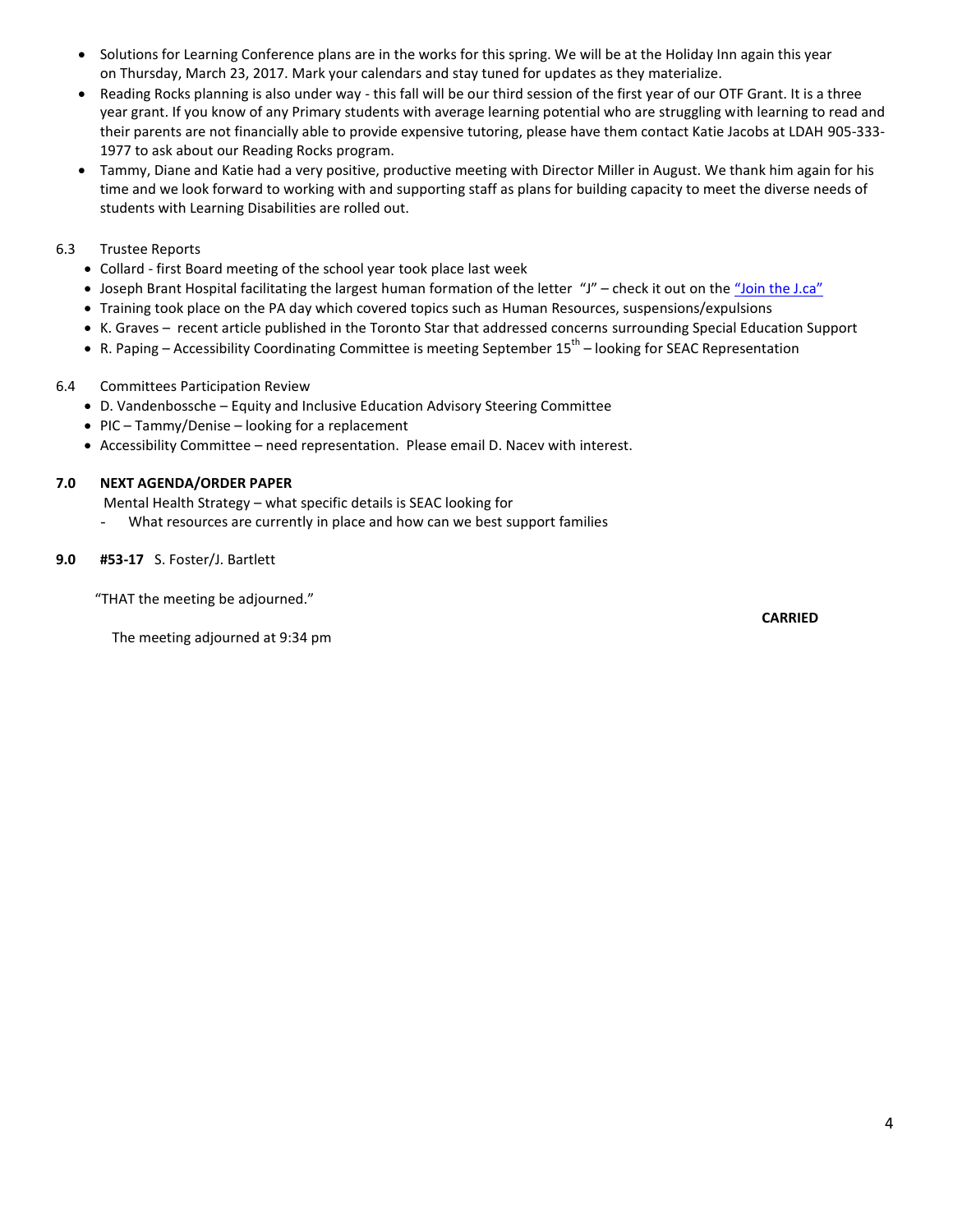- Solutions for Learning Conference plans are in the works for this spring. We will be at the Holiday Inn again this year on Thursday, March 23, 2017. Mark your calendars and stay tuned for updates as they materialize.
- Reading Rocks planning is also under way - this fall will be our third session of the first year of our OTF Grant. It is a three year grant. If you know of any Primary students with average learning potential who are struggling with learning to read and their parents are not financially able to provide expensive tutoring, please have them contact Katie Jacobs at LDAH 905-333-1977 to ask about our Reading Rocks program.
- Tammy, Diane and Katie had a very positive, productive meeting with Director Miller in August. We thank him again for his time and we look forward to working with and supporting staff as plans for building capacity to meet the diverse needs of students with Learning Disabilities are rolled out.

6.3 Trustee Reports

- Collard - first Board meeting of the school year took place last week
- Joseph Brant Hospital facilitating the largest human formation of the letter "J" – check it out on the "Join the J.ca"
- Training took place on the PA day which covered topics such as Human Resources, suspensions/expulsions
- K. Graves – recent article published in the Toronto Star that addressed concerns surrounding Special Education Support
- R. Paping – Accessibility Coordinating Committee is meeting September 15th – looking for SEAC Representation

6.4 Committees Participation Review

- D. Vandenbossche – Equity and Inclusive Education Advisory Steering Committee
- PIC – Tammy/Denise – looking for a replacement
- Accessibility Committee – need representation. Please email D. Nacev with interest.

**7.0 NEXT AGENDA/ORDER PAPER**

Mental Health Strategy – what specific details is SEAC looking for

- What resources are currently in place and how can we best support families

**9.0 #53-17** S. Foster/J. Bartlett

"THAT the meeting be adjourned."

**CARRIED**

The meeting adjourned at 9:34 pm